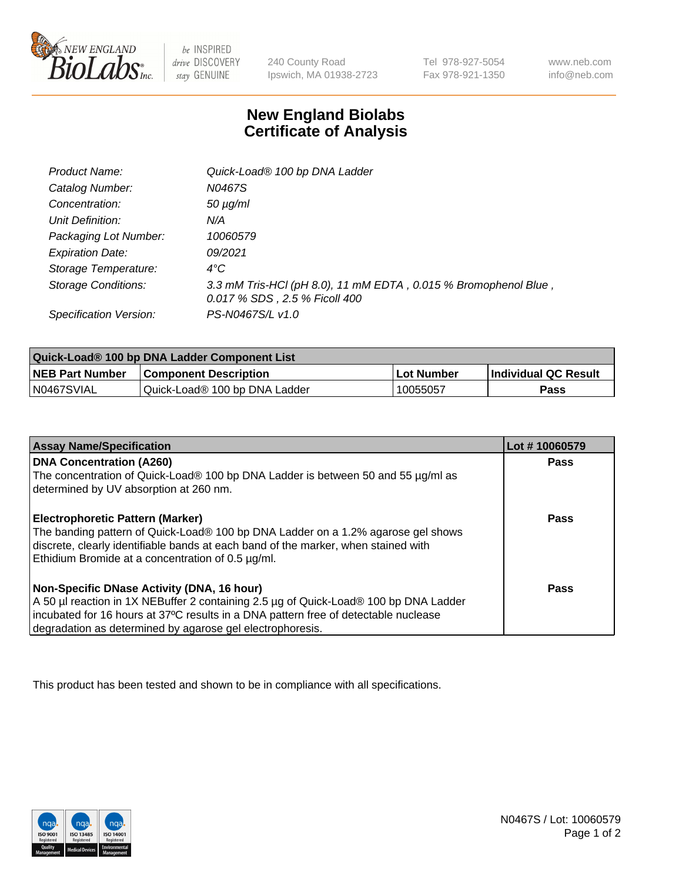240 County Road
Ipswich, MA 01938-2723

Tel 978-927-5054
Fax 978-921-1350

www.neb.com
info@neb.com

# New England Biolabs Certificate of Analysis

| | |
|---|---|
| *Product Name:* | *Quick-Load® 100 bp DNA Ladder* |
| *Catalog Number:* | *N0467S* |
| *Concentration:* | *50 µg/ml* |
| *Unit Definition:* | *N/A* |
| *Packaging Lot Number:* | *10060579* |
| *Expiration Date:* | *09/2021* |
| *Storage Temperature:* | *4°C* |
| *Storage Conditions:* | *3.3 mM Tris-HCl (pH 8.0), 11 mM EDTA , 0.015 % Bromophenol Blue , 0.017 % SDS , 2.5 % Ficoll 400* |
| *Specification Version:* | *PS-N0467S/L v1.0* |

| Quick-Load® 100 bp DNA Ladder Component List | | | |
|---|---|---|---|
| **NEB Part Number** | **Component Description** | **Lot Number** | **Individual QC Result** |
| N0467SVIAL | Quick-Load® 100 bp DNA Ladder | 10055057 | **Pass** |

| Assay Name/Specification | Lot # 10060579 |
|---|---|
| **DNA Concentration (A260)**<br>The concentration of Quick-Load® 100 bp DNA Ladder is between 50 and 55 µg/ml as determined by UV absorption at 260 nm. | **Pass** |
| **Electrophoretic Pattern (Marker)**<br>The banding pattern of Quick-Load® 100 bp DNA Ladder on a 1.2% agarose gel shows discrete, clearly identifiable bands at each band of the marker, when stained with Ethidium Bromide at a concentration of 0.5 µg/ml. | **Pass** |
| **Non-Specific DNase Activity (DNA, 16 hour)**<br>A 50 µl reaction in 1X NEBuffer 2 containing 2.5 µg of Quick-Load® 100 bp DNA Ladder incubated for 16 hours at 37ºC results in a DNA pattern free of detectable nuclease degradation as determined by agarose gel electrophoresis. | **Pass** |

This product has been tested and shown to be in compliance with all specifications.

N0467S / Lot: 10060579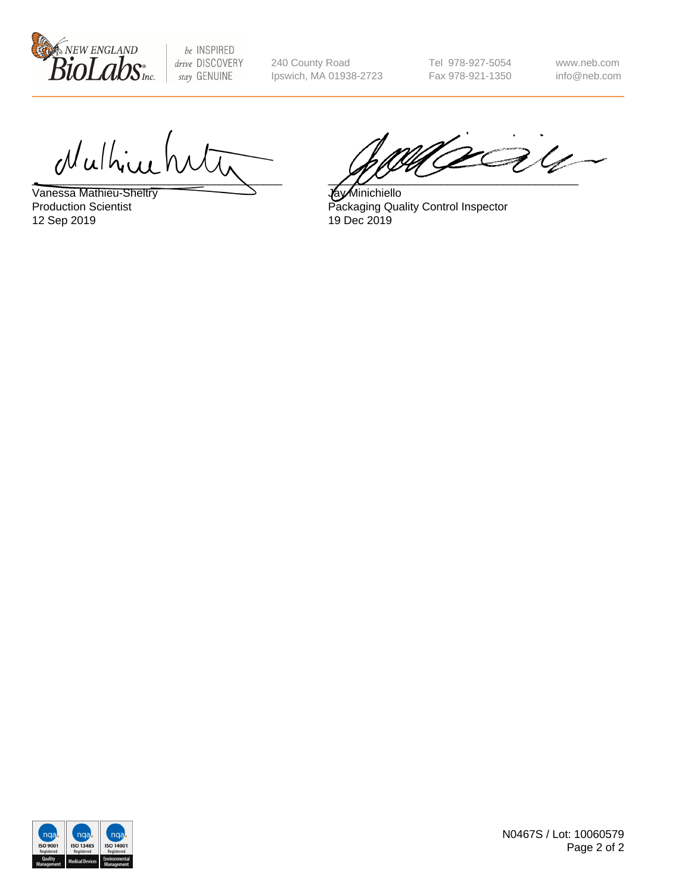Vanessa Mathieu-Sheltry
Production Scientist
12 Sep 2019

Jay Minichiello
Packaging Quality Control Inspector
19 Dec 2019

N0467S / Lot: 10060579